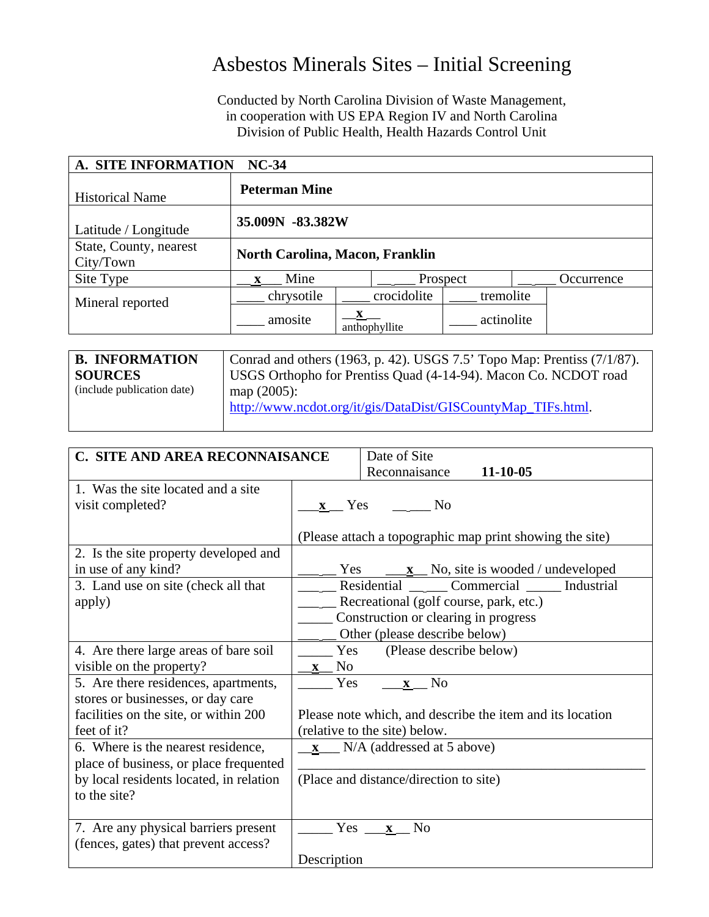# Asbestos Minerals Sites – Initial Screening

Conducted by North Carolina Division of Waste Management, in cooperation with US EPA Region IV and North Carolina Division of Public Health, Health Hazards Control Unit

| **A. SITE INFORMATION NC-34** | | | |
|---|---|---|---|
| Historical Name | **Peterman Mine** | | |
| Latitude / Longitude | **35.009N -83.382W** | | |
| State, County, nearest City/Town | **North Carolina, Macon, Franklin** | | |
| Site Type | __x__ Mine | _____ Prospect | _____ Occurrence |
| Mineral reported | ____ chrysotile | ____ crocidolite | ____ tremolite |
| | ____ amosite | _x_ anthophyllite | ____ actinolite |

| **B. INFORMATION SOURCES** (include publication date) | Conrad and others (1963, p. 42). USGS 7.5' Topo Map: Prentiss (7/1/87). USGS Orthopho for Prentiss Quad (4-14-94). Macon Co. NCDOT road map (2005): http://www.ncdot.org/it/gis/DataDist/GISCountyMap_TIFs.html. |
|---|---|

| **C. SITE AND AREA RECONNAISANCE** | Date of Site Reconnaisance **11-10-05** |
|---|---|
| 1. Was the site located and a site visit completed? | __x__ Yes _____ No<br><br>(Please attach a topographic map print showing the site) |
| 2. Is the site property developed and in use of any kind? | _____ Yes __x__ No, site is wooded / undeveloped |
| 3. Land use on site (check all that apply) | _____ Residential _____ Commercial _____ Industrial<br>_____ Recreational (golf course, park, etc.)<br>_____ Construction or clearing in progress<br>_____ Other (please describe below) |
| 4. Are there large areas of bare soil visible on the property? | _____ Yes (Please describe below)<br>__x__ No |
| 5. Are there residences, apartments, stores or businesses, or day care facilities on the site, or within 200 feet of it? | _____ Yes __x__ No<br><br>Please note which, and describe the item and its location (relative to the site) below. |
| 6. Where is the nearest residence, place of business, or place frequented by local residents located, in relation to the site? | __x__ N/A (addressed at 5 above)<br>________________________________<br>(Place and distance/direction to site) |
| 7. Are any physical barriers present (fences, gates) that prevent access? | _____ Yes __x__ No<br><br>Description |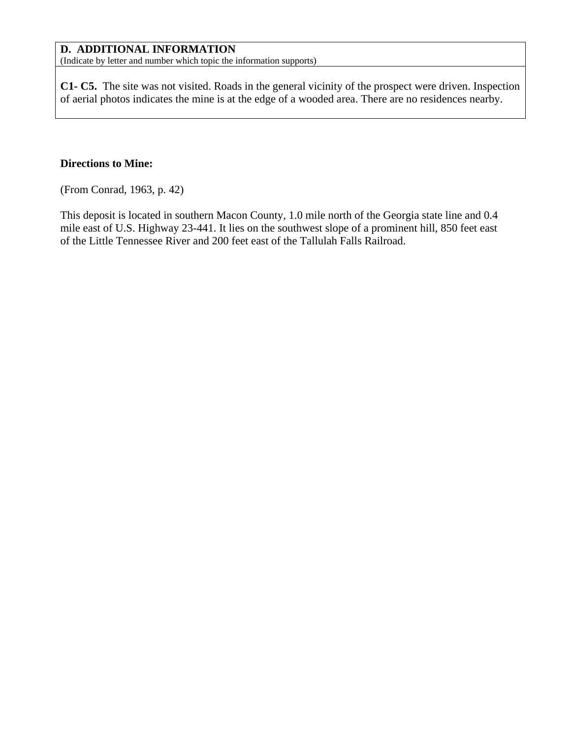| **D. ADDITIONAL INFORMATION** (Indicate by letter and number which topic the information supports) |
| --- |
| **C1- C5.** The site was not visited. Roads in the general vicinity of the prospect were driven. Inspection of aerial photos indicates the mine is at the edge of a wooded area. There are no residences nearby. |

**Directions to Mine:**

(From Conrad, 1963, p. 42)

This deposit is located in southern Macon County, 1.0 mile north of the Georgia state line and 0.4 mile east of U.S. Highway 23-441. It lies on the southwest slope of a prominent hill, 850 feet east of the Little Tennessee River and 200 feet east of the Tallulah Falls Railroad.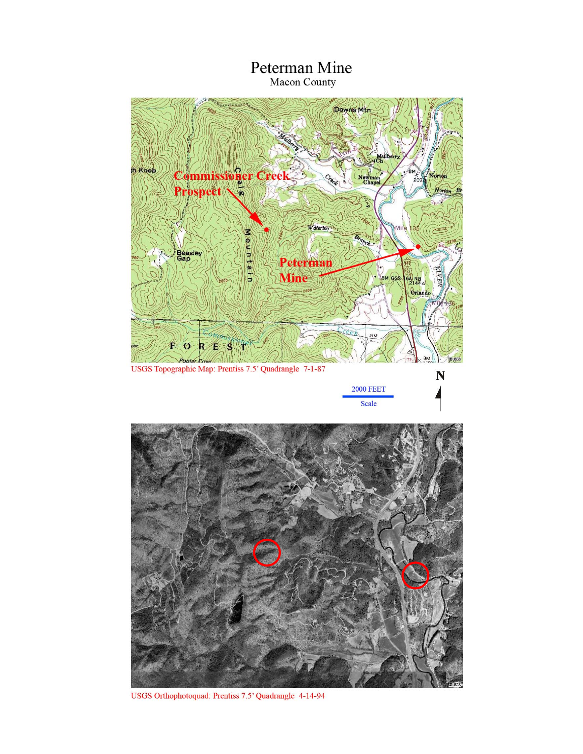# Peterman Mine

Macon County

USGS Topographic Map: Prentiss 7.5' Quadrangle 7-1-87

2000 FEET

Scale

N

USGS Orthophotoquad: Prentiss 7.5' Quadrangle 4-14-94